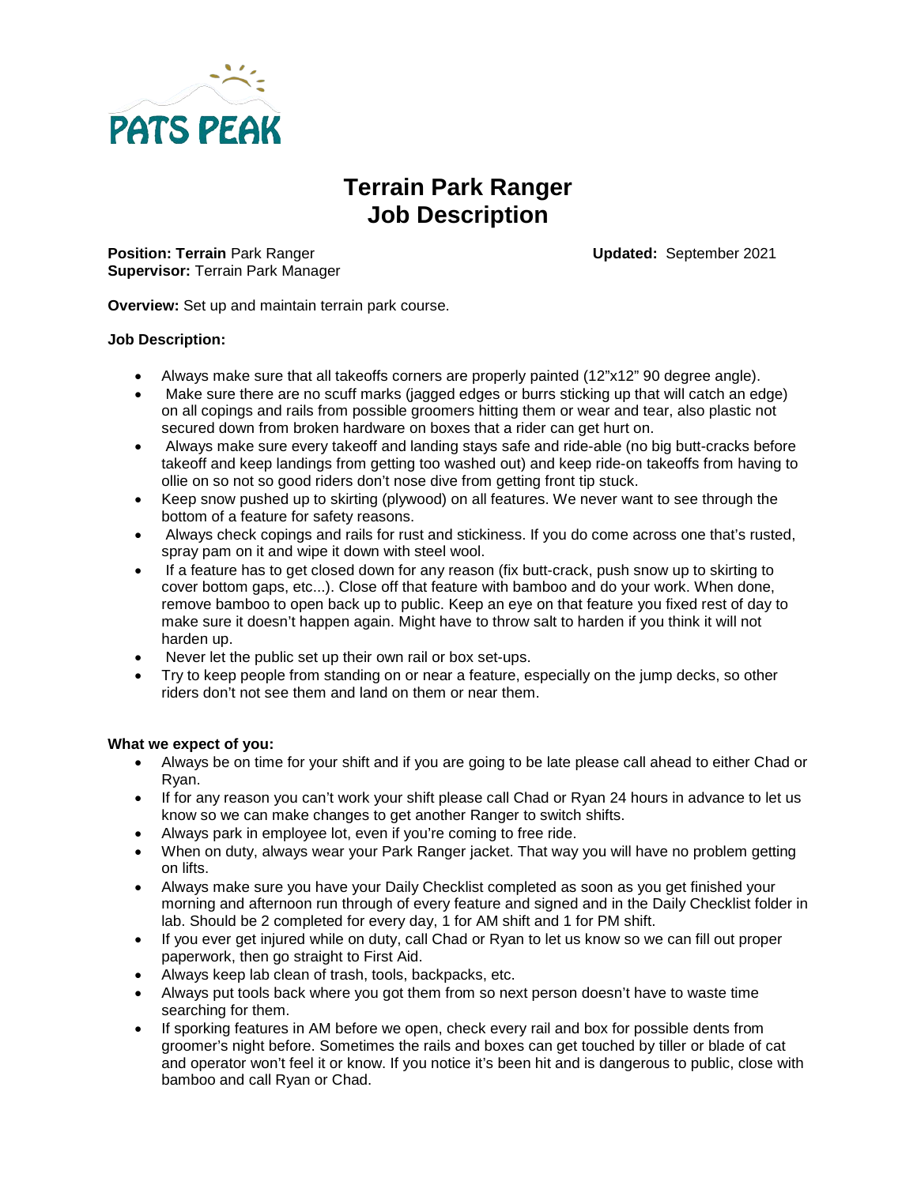PATS PEAK

# Terrain Park Ranger Job Description

**Position: Terrain** Park Ranger **Updated:** September 2021
**Supervisor:** Terrain Park Manager

**Overview:** Set up and maintain terrain park course.

**Job Description:**

- Always make sure that all takeoffs corners are properly painted (12"x12" 90 degree angle).
- Make sure there are no scuff marks (jagged edges or burrs sticking up that will catch an edge) on all copings and rails from possible groomers hitting them or wear and tear, also plastic not secured down from broken hardware on boxes that a rider can get hurt on.
- Always make sure every takeoff and landing stays safe and ride-able (no big butt-cracks before takeoff and keep landings from getting too washed out) and keep ride-on takeoffs from having to ollie on so not so good riders don't nose dive from getting front tip stuck.
- Keep snow pushed up to skirting (plywood) on all features. We never want to see through the bottom of a feature for safety reasons.
- Always check copings and rails for rust and stickiness. If you do come across one that's rusted, spray pam on it and wipe it down with steel wool.
- If a feature has to get closed down for any reason (fix butt-crack, push snow up to skirting to cover bottom gaps, etc...). Close off that feature with bamboo and do your work. When done, remove bamboo to open back up to public. Keep an eye on that feature you fixed rest of day to make sure it doesn't happen again. Might have to throw salt to harden if you think it will not harden up.
- Never let the public set up their own rail or box set-ups.
- Try to keep people from standing on or near a feature, especially on the jump decks, so other riders don't not see them and land on them or near them.

**What we expect of you:**

- Always be on time for your shift and if you are going to be late please call ahead to either Chad or Ryan.
- If for any reason you can't work your shift please call Chad or Ryan 24 hours in advance to let us know so we can make changes to get another Ranger to switch shifts.
- Always park in employee lot, even if you're coming to free ride.
- When on duty, always wear your Park Ranger jacket. That way you will have no problem getting on lifts.
- Always make sure you have your Daily Checklist completed as soon as you get finished your morning and afternoon run through of every feature and signed and in the Daily Checklist folder in lab. Should be 2 completed for every day, 1 for AM shift and 1 for PM shift.
- If you ever get injured while on duty, call Chad or Ryan to let us know so we can fill out proper paperwork, then go straight to First Aid.
- Always keep lab clean of trash, tools, backpacks, etc.
- Always put tools back where you got them from so next person doesn't have to waste time searching for them.
- If sporking features in AM before we open, check every rail and box for possible dents from groomer's night before. Sometimes the rails and boxes can get touched by tiller or blade of cat and operator won't feel it or know. If you notice it's been hit and is dangerous to public, close with bamboo and call Ryan or Chad.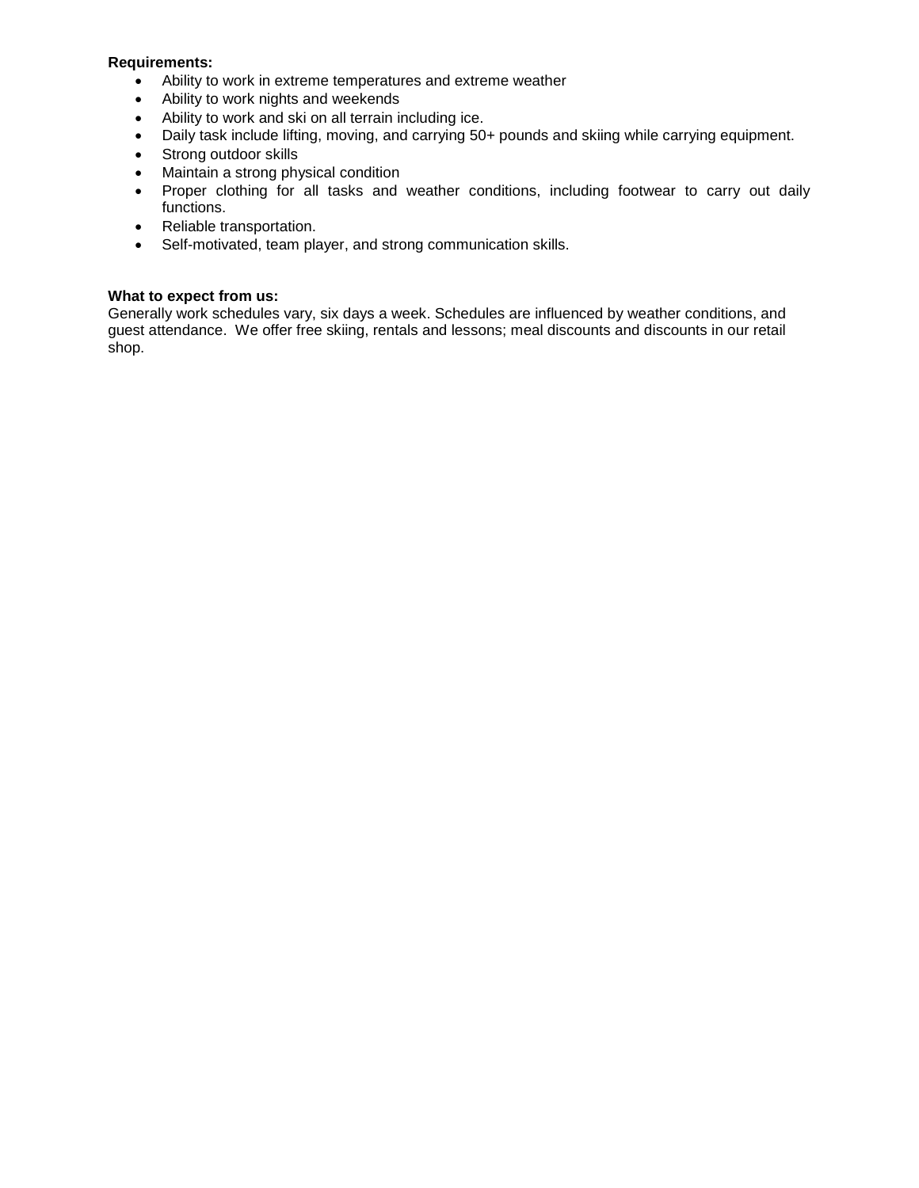**Requirements:**

- Ability to work in extreme temperatures and extreme weather
- Ability to work nights and weekends
- Ability to work and ski on all terrain including ice.
- Daily task include lifting, moving, and carrying 50+ pounds and skiing while carrying equipment.
- Strong outdoor skills
- Maintain a strong physical condition
- Proper clothing for all tasks and weather conditions, including footwear to carry out daily functions.
- Reliable transportation.
- Self-motivated, team player, and strong communication skills.

**What to expect from us:**

Generally work schedules vary, six days a week. Schedules are influenced by weather conditions, and guest attendance. We offer free skiing, rentals and lessons; meal discounts and discounts in our retail shop.